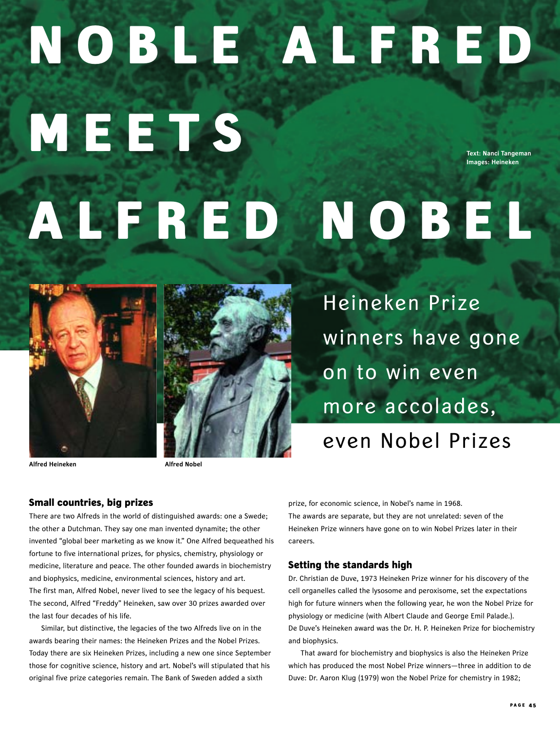# NOBLE ALFRED MEETS ALFRED NOBEL

Text: Nanci Tangeman
Images: Heineken

Heineken Prize winners have gone on to win even more accolades, even Nobel Prizes

Alfred Heineken

Alfred Nobel

## Small countries, big prizes

There are two Alfreds in the world of distinguished awards: one a Swede; the other a Dutchman. They say one man invented dynamite; the other invented "global beer marketing as we know it." One Alfred bequeathed his fortune to five international prizes, for physics, chemistry, physiology or medicine, literature and peace. The other founded awards in biochemistry and biophysics, medicine, environmental sciences, history and art. The first man, Alfred Nobel, never lived to see the legacy of his bequest. The second, Alfred "Freddy" Heineken, saw over 30 prizes awarded over the last four decades of his life.

Similar, but distinctive, the legacies of the two Alfreds live on in the awards bearing their names: the Heineken Prizes and the Nobel Prizes. Today there are six Heineken Prizes, including a new one since September those for cognitive science, history and art. Nobel's will stipulated that his original five prize categories remain. The Bank of Sweden added a sixth prize, for economic science, in Nobel's name in 1968.

The awards are separate, but they are not unrelated: seven of the Heineken Prize winners have gone on to win Nobel Prizes later in their careers.

## Setting the standards high

Dr. Christian de Duve, 1973 Heineken Prize winner for his discovery of the cell organelles called the lysosome and peroxisome, set the expectations high for future winners when the following year, he won the Nobel Prize for physiology or medicine (with Albert Claude and George Emil Palade.). De Duve's Heineken award was the Dr. H. P. Heineken Prize for biochemistry and biophysics.

That award for biochemistry and biophysics is also the Heineken Prize which has produced the most Nobel Prize winners—three in addition to de Duve: Dr. Aaron Klug (1979) won the Nobel Prize for chemistry in 1982;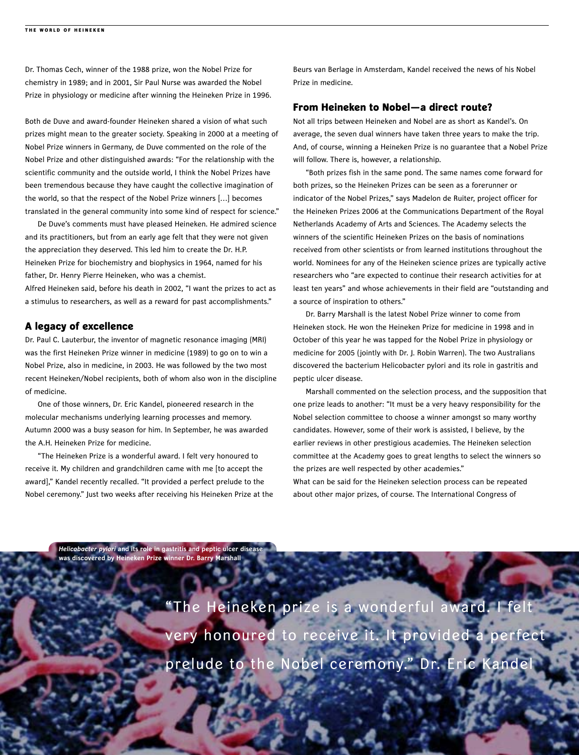Dr. Thomas Cech, winner of the 1988 prize, won the Nobel Prize for chemistry in 1989; and in 2001, Sir Paul Nurse was awarded the Nobel Prize in physiology or medicine after winning the Heineken Prize in 1996.

Both de Duve and award-founder Heineken shared a vision of what such prizes might mean to the greater society. Speaking in 2000 at a meeting of Nobel Prize winners in Germany, de Duve commented on the role of the Nobel Prize and other distinguished awards: "For the relationship with the scientific community and the outside world, I think the Nobel Prizes have been tremendous because they have caught the collective imagination of the world, so that the respect of the Nobel Prize winners […] becomes translated in the general community into some kind of respect for science."

De Duve's comments must have pleased Heineken. He admired science and its practitioners, but from an early age felt that they were not given the appreciation they deserved. This led him to create the Dr. H.P. Heineken Prize for biochemistry and biophysics in 1964, named for his father, Dr. Henry Pierre Heineken, who was a chemist.

Alfred Heineken said, before his death in 2002, "I want the prizes to act as a stimulus to researchers, as well as a reward for past accomplishments."

## A legacy of excellence

Dr. Paul C. Lauterbur, the inventor of magnetic resonance imaging (MRI) was the first Heineken Prize winner in medicine (1989) to go on to win a Nobel Prize, also in medicine, in 2003. He was followed by the two most recent Heineken/Nobel recipients, both of whom also won in the discipline of medicine.

One of those winners, Dr. Eric Kandel, pioneered research in the molecular mechanisms underlying learning processes and memory. Autumn 2000 was a busy season for him. In September, he was awarded the A.H. Heineken Prize for medicine.

"The Heineken Prize is a wonderful award. I felt very honoured to receive it. My children and grandchildren came with me [to accept the award]," Kandel recently recalled. "It provided a perfect prelude to the Nobel ceremony." Just two weeks after receiving his Heineken Prize at the Beurs van Berlage in Amsterdam, Kandel received the news of his Nobel Prize in medicine.

## From Heineken to Nobel—a direct route?

Not all trips between Heineken and Nobel are as short as Kandel's. On average, the seven dual winners have taken three years to make the trip. And, of course, winning a Heineken Prize is no guarantee that a Nobel Prize will follow. There is, however, a relationship.

"Both prizes fish in the same pond. The same names come forward for both prizes, so the Heineken Prizes can be seen as a forerunner or indicator of the Nobel Prizes," says Madelon de Ruiter, project officer for the Heineken Prizes 2006 at the Communications Department of the Royal Netherlands Academy of Arts and Sciences. The Academy selects the winners of the scientific Heineken Prizes on the basis of nominations received from other scientists or from learned institutions throughout the world. Nominees for any of the Heineken science prizes are typically active researchers who "are expected to continue their research activities for at least ten years" and whose achievements in their field are "outstanding and a source of inspiration to others."

Dr. Barry Marshall is the latest Nobel Prize winner to come from Heineken stock. He won the Heineken Prize for medicine in 1998 and in October of this year he was tapped for the Nobel Prize in physiology or medicine for 2005 (jointly with Dr. J. Robin Warren). The two Australians discovered the bacterium Helicobacter pylori and its role in gastritis and peptic ulcer disease.

Marshall commented on the selection process, and the supposition that one prize leads to another: "It must be a very heavy responsibility for the Nobel selection committee to choose a winner amongst so many worthy candidates. However, some of their work is assisted, I believe, by the earlier reviews in other prestigious academies. The Heineken selection committee at the Academy goes to great lengths to select the winners so the prizes are well respected by other academies."

What can be said for the Heineken selection process can be repeated about other major prizes, of course. The International Congress of

***Helicobacter pylori*** **and its role in gastritis and peptic ulcer disease was discovered by Heineken Prize winner Dr. Barry Marshall**

"The Heineken prize is a wonderful award. I felt very honoured to receive it. It provided a perfect prelude to the Nobel ceremony." Dr. Eric Kandel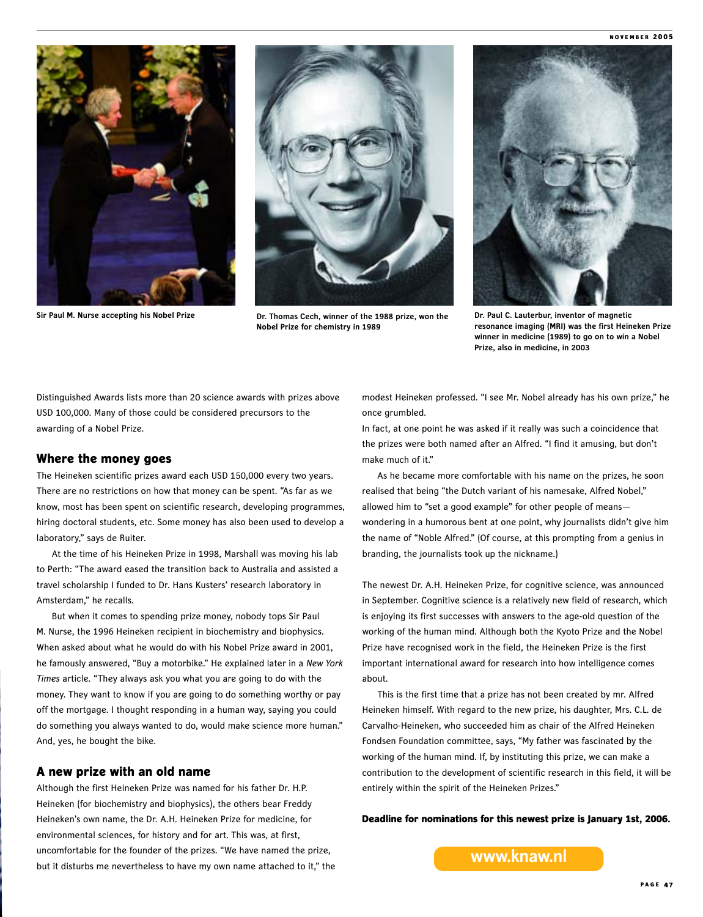Sir Paul M. Nurse accepting his Nobel Prize

Dr. Thomas Cech, winner of the 1988 prize, won the Nobel Prize for chemistry in 1989

Dr. Paul C. Lauterbur, inventor of magnetic resonance imaging (MRI) was the first Heineken Prize winner in medicine (1989) to go on to win a Nobel Prize, also in medicine, in 2003

Distinguished Awards lists more than 20 science awards with prizes above USD 100,000. Many of those could be considered precursors to the awarding of a Nobel Prize.

## Where the money goes

The Heineken scientific prizes award each USD 150,000 every two years. There are no restrictions on how that money can be spent. "As far as we know, most has been spent on scientific research, developing programmes, hiring doctoral students, etc. Some money has also been used to develop a laboratory," says de Ruiter.

At the time of his Heineken Prize in 1998, Marshall was moving his lab to Perth: "The award eased the transition back to Australia and assisted a travel scholarship I funded to Dr. Hans Kusters' research laboratory in Amsterdam," he recalls.

But when it comes to spending prize money, nobody tops Sir Paul M. Nurse, the 1996 Heineken recipient in biochemistry and biophysics. When asked about what he would do with his Nobel Prize award in 2001, he famously answered, "Buy a motorbike." He explained later in a *New York Times* article. "They always ask you what you are going to do with the money. They want to know if you are going to do something worthy or pay off the mortgage. I thought responding in a human way, saying you could do something you always wanted to do, would make science more human." And, yes, he bought the bike.

## A new prize with an old name

Although the first Heineken Prize was named for his father Dr. H.P. Heineken (for biochemistry and biophysics), the others bear Freddy Heineken's own name, the Dr. A.H. Heineken Prize for medicine, for environmental sciences, for history and for art. This was, at first, uncomfortable for the founder of the prizes. "We have named the prize, but it disturbs me nevertheless to have my own name attached to it," the modest Heineken professed. "I see Mr. Nobel already has his own prize," he once grumbled.

In fact, at one point he was asked if it really was such a coincidence that the prizes were both named after an Alfred. "I find it amusing, but don't make much of it."

As he became more comfortable with his name on the prizes, he soon realised that being "the Dutch variant of his namesake, Alfred Nobel," allowed him to "set a good example" for other people of means—wondering in a humorous bent at one point, why journalists didn't give him the name of "Noble Alfred." (Of course, at this prompting from a genius in branding, the journalists took up the nickname.)

The newest Dr. A.H. Heineken Prize, for cognitive science, was announced in September. Cognitive science is a relatively new field of research, which is enjoying its first successes with answers to the age-old question of the working of the human mind. Although both the Kyoto Prize and the Nobel Prize have recognised work in the field, the Heineken Prize is the first important international award for research into how intelligence comes about.

This is the first time that a prize has not been created by mr. Alfred Heineken himself. With regard to the new prize, his daughter, Mrs. C.L. de Carvalho-Heineken, who succeeded him as chair of the Alfred Heineken Fondsen Foundation committee, says, "My father was fascinated by the working of the human mind. If, by instituting this prize, we can make a contribution to the development of scientific research in this field, it will be entirely within the spirit of the Heineken Prizes."

**Deadline for nominations for this newest prize is January 1st, 2006.**

**www.knaw.nl**